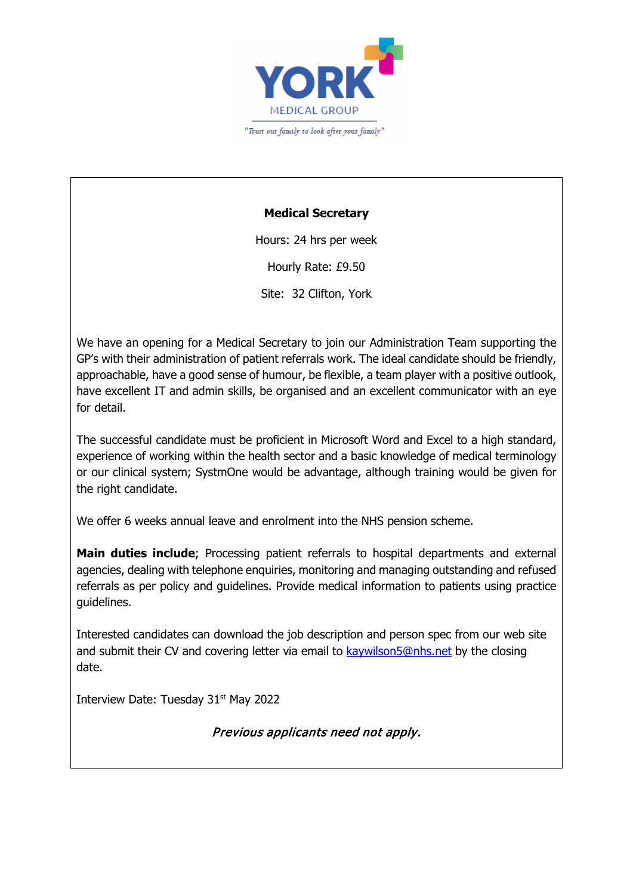YORK

MEDICAL GROUP

*"Trust our family to look after your family"*

**Medical Secretary**

Hours: 24 hrs per week

Hourly Rate: £9.50

Site: 32 Clifton, York

We have an opening for a Medical Secretary to join our Administration Team supporting the GP's with their administration of patient referrals work. The ideal candidate should be friendly, approachable, have a good sense of humour, be flexible, a team player with a positive outlook, have excellent IT and admin skills, be organised and an excellent communicator with an eye for detail.

The successful candidate must be proficient in Microsoft Word and Excel to a high standard, experience of working within the health sector and a basic knowledge of medical terminology or our clinical system; SystmOne would be advantage, although training would be given for the right candidate.

We offer 6 weeks annual leave and enrolment into the NHS pension scheme.

**Main duties include**; Processing patient referrals to hospital departments and external agencies, dealing with telephone enquiries, monitoring and managing outstanding and refused referrals as per policy and guidelines. Provide medical information to patients using practice guidelines.

Interested candidates can download the job description and person spec from our web site and submit their CV and covering letter via email to kaywilson5@nhs.net by the closing date.

Interview Date: Tuesday 31st May 2022

*Previous applicants need not apply.*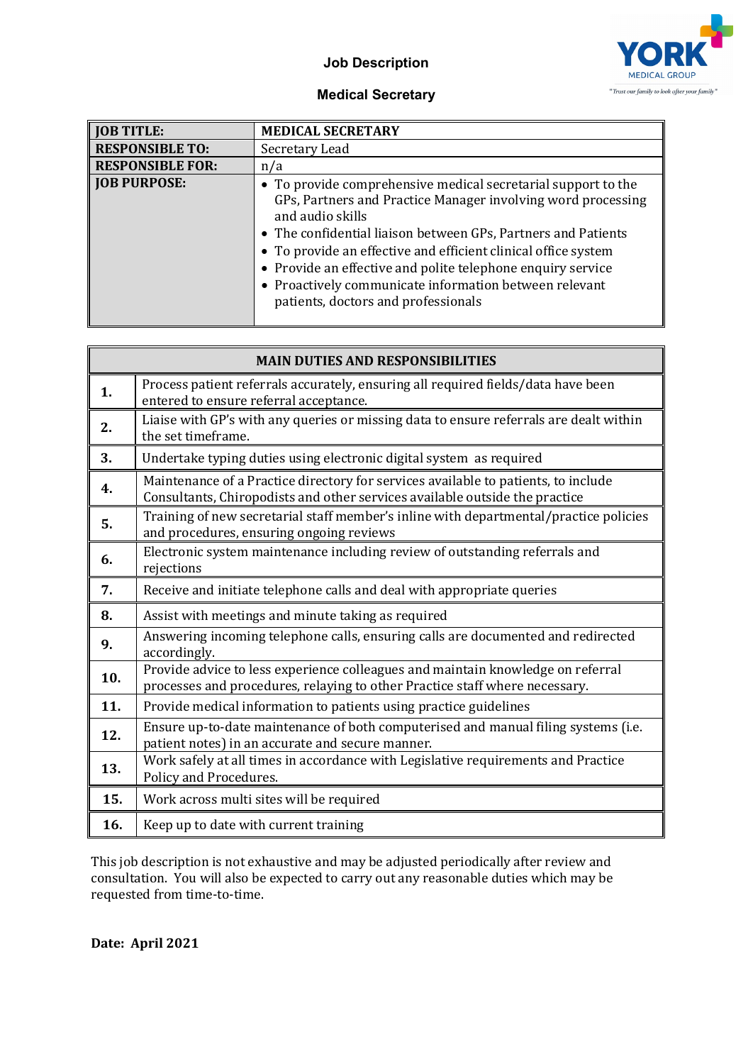# Job Description

## Medical Secretary

| JOB TITLE: | MEDICAL SECRETARY |
|---|---|
| RESPONSIBLE TO: | Secretary Lead |
| RESPONSIBLE FOR: | n/a |
| JOB PURPOSE: | • To provide comprehensive medical secretarial support to the GPs, Partners and Practice Manager involving word processing and audio skills<br>• The confidential liaison between GPs, Partners and Patients<br>• To provide an effective and efficient clinical office system<br>• Provide an effective and polite telephone enquiry service<br>• Proactively communicate information between relevant patients, doctors and professionals |

| MAIN DUTIES AND RESPONSIBILITIES | |
|---|---|
| **1.** | Process patient referrals accurately, ensuring all required fields/data have been entered to ensure referral acceptance. |
| **2.** | Liaise with GP's with any queries or missing data to ensure referrals are dealt within the set timeframe. |
| **3.** | Undertake typing duties using electronic digital system as required |
| **4.** | Maintenance of a Practice directory for services available to patients, to include Consultants, Chiropodists and other services available outside the practice |
| **5.** | Training of new secretarial staff member's inline with departmental/practice policies and procedures, ensuring ongoing reviews |
| **6.** | Electronic system maintenance including review of outstanding referrals and rejections |
| **7.** | Receive and initiate telephone calls and deal with appropriate queries |
| **8.** | Assist with meetings and minute taking as required |
| **9.** | Answering incoming telephone calls, ensuring calls are documented and redirected accordingly. |
| **10.** | Provide advice to less experience colleagues and maintain knowledge on referral processes and procedures, relaying to other Practice staff where necessary. |
| **11.** | Provide medical information to patients using practice guidelines |
| **12.** | Ensure up-to-date maintenance of both computerised and manual filing systems (i.e. patient notes) in an accurate and secure manner. |
| **13.** | Work safely at all times in accordance with Legislative requirements and Practice Policy and Procedures. |
| **15.** | Work across multi sites will be required |
| **16.** | Keep up to date with current training |

This job description is not exhaustive and may be adjusted periodically after review and consultation. You will also be expected to carry out any reasonable duties which may be requested from time-to-time.

**Date: April 2021**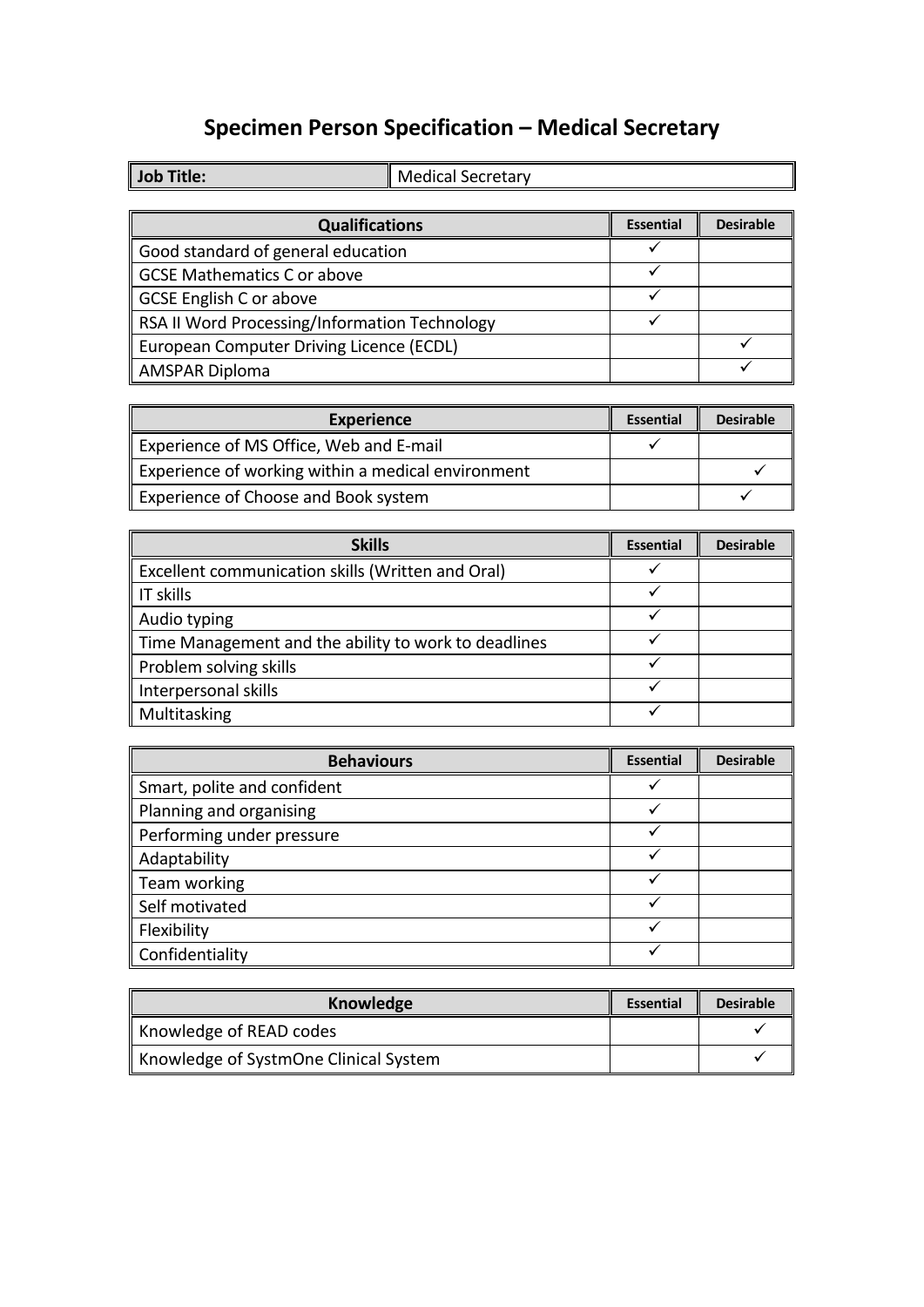# Specimen Person Specification – Medical Secretary

| | |
|---|---|
| **Job Title:** | Medical Secretary |

| Qualifications | Essential | Desirable |
|---|---|---|
| Good standard of general education | ✓ | |
| GCSE Mathematics C or above | ✓ | |
| GCSE English C or above | ✓ | |
| RSA II Word Processing/Information Technology | ✓ | |
| European Computer Driving Licence (ECDL) | | ✓ |
| AMSPAR Diploma | | ✓ |

| Experience | Essential | Desirable |
|---|---|---|
| Experience of MS Office, Web and E-mail | ✓ | |
| Experience of working within a medical environment | | ✓ |
| Experience of Choose and Book system | | ✓ |

| Skills | Essential | Desirable |
|---|---|---|
| Excellent communication skills (Written and Oral) | ✓ | |
| IT skills | ✓ | |
| Audio typing | ✓ | |
| Time Management and the ability to work to deadlines | ✓ | |
| Problem solving skills | ✓ | |
| Interpersonal skills | ✓ | |
| Multitasking | ✓ | |

| Behaviours | Essential | Desirable |
|---|---|---|
| Smart, polite and confident | ✓ | |
| Planning and organising | ✓ | |
| Performing under pressure | ✓ | |
| Adaptability | ✓ | |
| Team working | ✓ | |
| Self motivated | ✓ | |
| Flexibility | ✓ | |
| Confidentiality | ✓ | |

| Knowledge | Essential | Desirable |
|---|---|---|
| Knowledge of READ codes | | ✓ |
| Knowledge of SystmOne Clinical System | | ✓ |